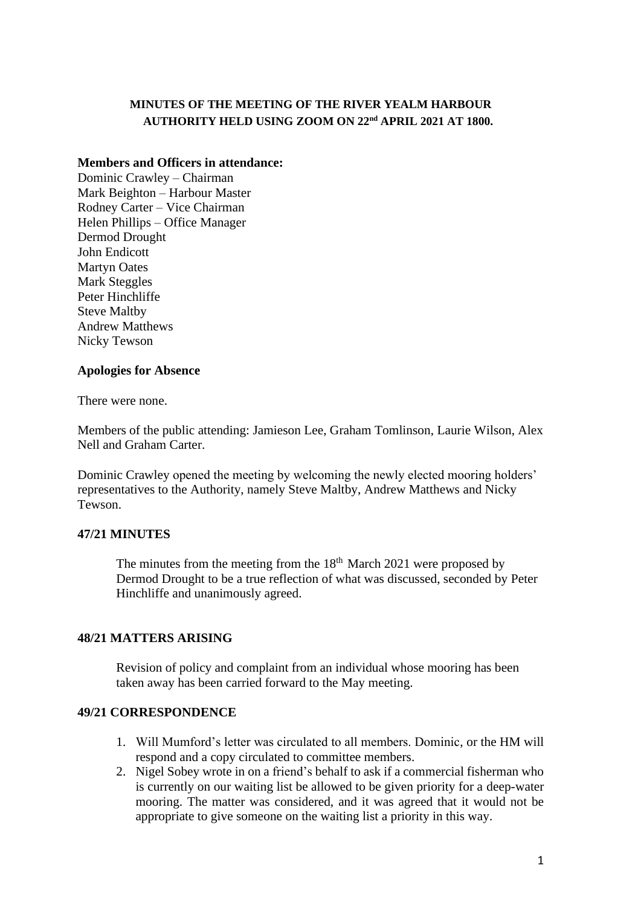**MINUTES OF THE MEETING OF THE RIVER YEALM HARBOUR AUTHORITY HELD USING ZOOM ON 22nd APRIL 2021 AT 1800.**

**Members and Officers in attendance:**

Dominic Crawley – Chairman
Mark Beighton – Harbour Master
Rodney Carter – Vice Chairman
Helen Phillips – Office Manager
Dermod Drought
John Endicott
Martyn Oates
Mark Steggles
Peter Hinchliffe
Steve Maltby
Andrew Matthews
Nicky Tewson

**Apologies for Absence**

There were none.

Members of the public attending: Jamieson Lee, Graham Tomlinson, Laurie Wilson, Alex Nell and Graham Carter.

Dominic Crawley opened the meeting by welcoming the newly elected mooring holders' representatives to the Authority, namely Steve Maltby, Andrew Matthews and Nicky Tewson.

**47/21 MINUTES**

The minutes from the meeting from the 18th March 2021 were proposed by Dermod Drought to be a true reflection of what was discussed, seconded by Peter Hinchliffe and unanimously agreed.

**48/21 MATTERS ARISING**

Revision of policy and complaint from an individual whose mooring has been taken away has been carried forward to the May meeting.

**49/21 CORRESPONDENCE**

1. Will Mumford's letter was circulated to all members. Dominic, or the HM will respond and a copy circulated to committee members.
2. Nigel Sobey wrote in on a friend's behalf to ask if a commercial fisherman who is currently on our waiting list be allowed to be given priority for a deep-water mooring. The matter was considered, and it was agreed that it would not be appropriate to give someone on the waiting list a priority in this way.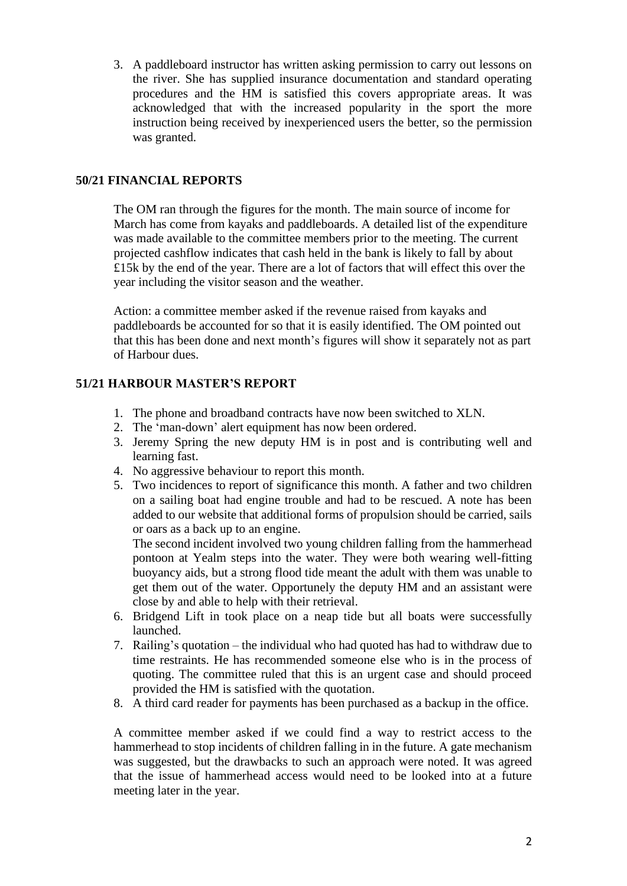3. A paddleboard instructor has written asking permission to carry out lessons on the river. She has supplied insurance documentation and standard operating procedures and the HM is satisfied this covers appropriate areas. It was acknowledged that with the increased popularity in the sport the more instruction being received by inexperienced users the better, so the permission was granted.

## 50/21 FINANCIAL REPORTS

The OM ran through the figures for the month. The main source of income for March has come from kayaks and paddleboards. A detailed list of the expenditure was made available to the committee members prior to the meeting. The current projected cashflow indicates that cash held in the bank is likely to fall by about £15k by the end of the year. There are a lot of factors that will effect this over the year including the visitor season and the weather.

Action: a committee member asked if the revenue raised from kayaks and paddleboards be accounted for so that it is easily identified. The OM pointed out that this has been done and next month's figures will show it separately not as part of Harbour dues.

## 51/21 HARBOUR MASTER'S REPORT

1. The phone and broadband contracts have now been switched to XLN.
2. The 'man-down' alert equipment has now been ordered.
3. Jeremy Spring the new deputy HM is in post and is contributing well and learning fast.
4. No aggressive behaviour to report this month.
5. Two incidences to report of significance this month. A father and two children on a sailing boat had engine trouble and had to be rescued. A note has been added to our website that additional forms of propulsion should be carried, sails or oars as a back up to an engine.
   The second incident involved two young children falling from the hammerhead pontoon at Yealm steps into the water. They were both wearing well-fitting buoyancy aids, but a strong flood tide meant the adult with them was unable to get them out of the water. Opportunely the deputy HM and an assistant were close by and able to help with their retrieval.
6. Bridgend Lift in took place on a neap tide but all boats were successfully launched.
7. Railing's quotation – the individual who had quoted has had to withdraw due to time restraints. He has recommended someone else who is in the process of quoting. The committee ruled that this is an urgent case and should proceed provided the HM is satisfied with the quotation.
8. A third card reader for payments has been purchased as a backup in the office.

A committee member asked if we could find a way to restrict access to the hammerhead to stop incidents of children falling in in the future. A gate mechanism was suggested, but the drawbacks to such an approach were noted. It was agreed that the issue of hammerhead access would need to be looked into at a future meeting later in the year.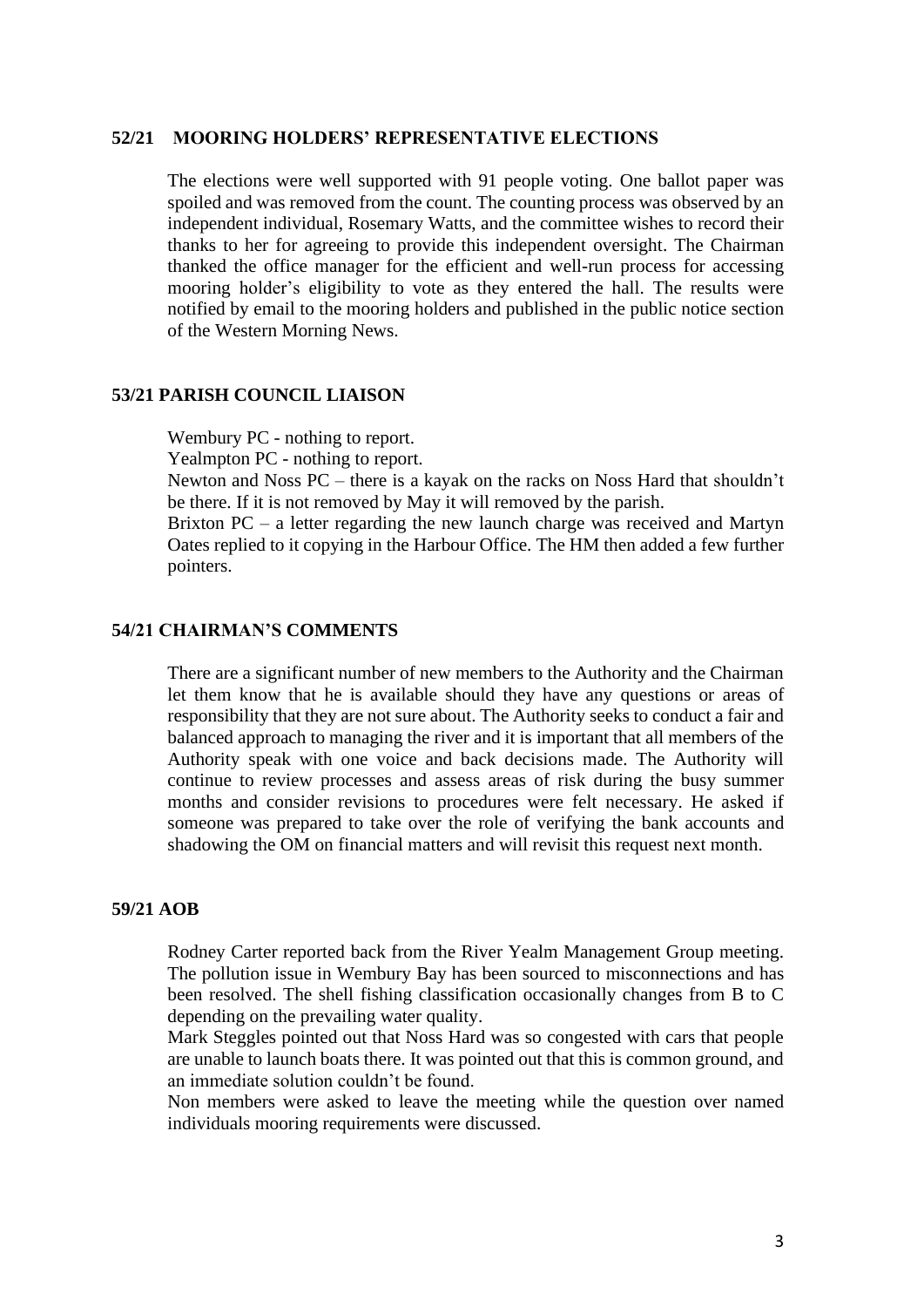## 52/21 MOORING HOLDERS' REPRESENTATIVE ELECTIONS

The elections were well supported with 91 people voting. One ballot paper was spoiled and was removed from the count. The counting process was observed by an independent individual, Rosemary Watts, and the committee wishes to record their thanks to her for agreeing to provide this independent oversight. The Chairman thanked the office manager for the efficient and well-run process for accessing mooring holder's eligibility to vote as they entered the hall. The results were notified by email to the mooring holders and published in the public notice section of the Western Morning News.

## 53/21 PARISH COUNCIL LIAISON

Wembury PC - nothing to report.
Yealmpton PC - nothing to report.
Newton and Noss PC – there is a kayak on the racks on Noss Hard that shouldn't be there. If it is not removed by May it will removed by the parish.
Brixton PC – a letter regarding the new launch charge was received and Martyn Oates replied to it copying in the Harbour Office. The HM then added a few further pointers.

## 54/21 CHAIRMAN'S COMMENTS

There are a significant number of new members to the Authority and the Chairman let them know that he is available should they have any questions or areas of responsibility that they are not sure about. The Authority seeks to conduct a fair and balanced approach to managing the river and it is important that all members of the Authority speak with one voice and back decisions made. The Authority will continue to review processes and assess areas of risk during the busy summer months and consider revisions to procedures were felt necessary. He asked if someone was prepared to take over the role of verifying the bank accounts and shadowing the OM on financial matters and will revisit this request next month.

## 59/21 AOB

Rodney Carter reported back from the River Yealm Management Group meeting. The pollution issue in Wembury Bay has been sourced to misconnections and has been resolved. The shell fishing classification occasionally changes from B to C depending on the prevailing water quality.
Mark Steggles pointed out that Noss Hard was so congested with cars that people are unable to launch boats there. It was pointed out that this is common ground, and an immediate solution couldn't be found.
Non members were asked to leave the meeting while the question over named individuals mooring requirements were discussed.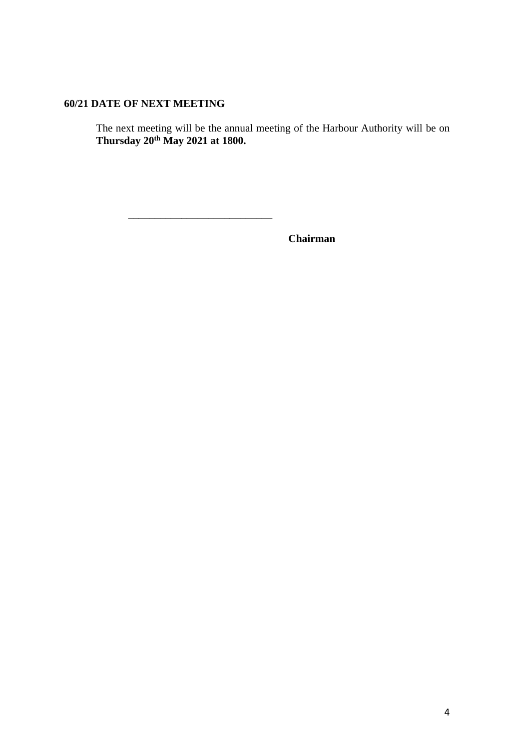**60/21 DATE OF NEXT MEETING**

The next meeting will be the annual meeting of the Harbour Authority will be on **Thursday 20th May 2021 at 1800.**

___________________________

**Chairman**